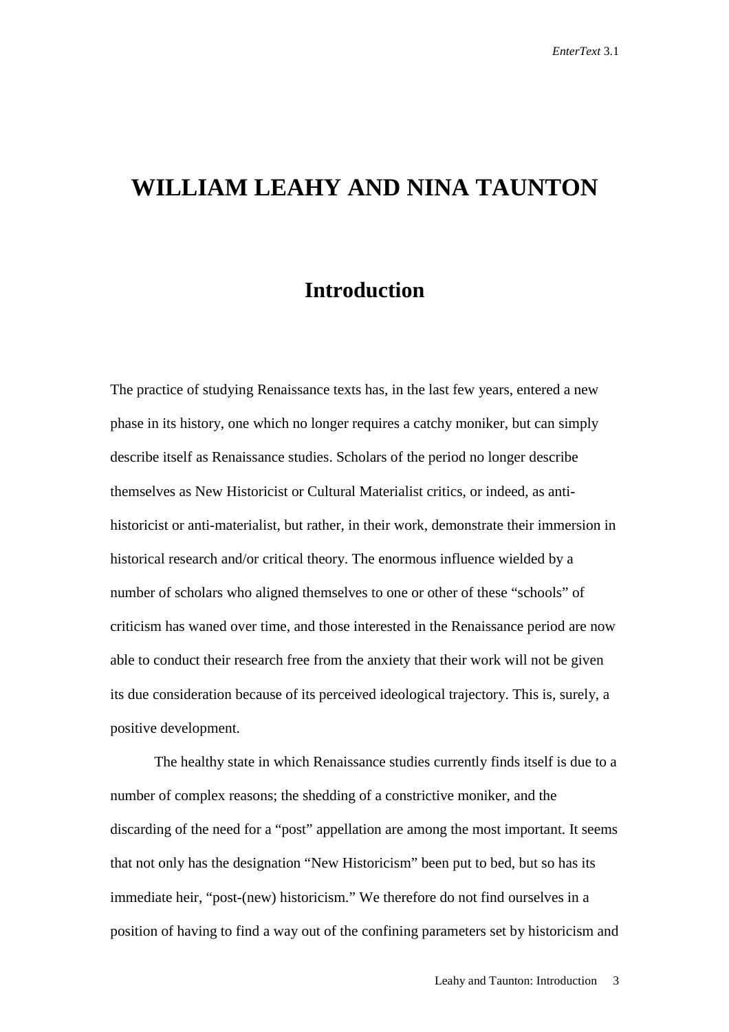# WILLIAM LEAHY AND NINA TAUNTON

## Introduction

The practice of studying Renaissance texts has, in the last few years, entered a new phase in its history, one which no longer requires a catchy moniker, but can simply describe itself as Renaissance studies. Scholars of the period no longer describe themselves as New Historicist or Cultural Materialist critics, or indeed, as anti-historicist or anti-materialist, but rather, in their work, demonstrate their immersion in historical research and/or critical theory. The enormous influence wielded by a number of scholars who aligned themselves to one or other of these "schools" of criticism has waned over time, and those interested in the Renaissance period are now able to conduct their research free from the anxiety that their work will not be given its due consideration because of its perceived ideological trajectory. This is, surely, a positive development.

The healthy state in which Renaissance studies currently finds itself is due to a number of complex reasons; the shedding of a constrictive moniker, and the discarding of the need for a "post" appellation are among the most important. It seems that not only has the designation "New Historicism" been put to bed, but so has its immediate heir, "post-(new) historicism." We therefore do not find ourselves in a position of having to find a way out of the confining parameters set by historicism and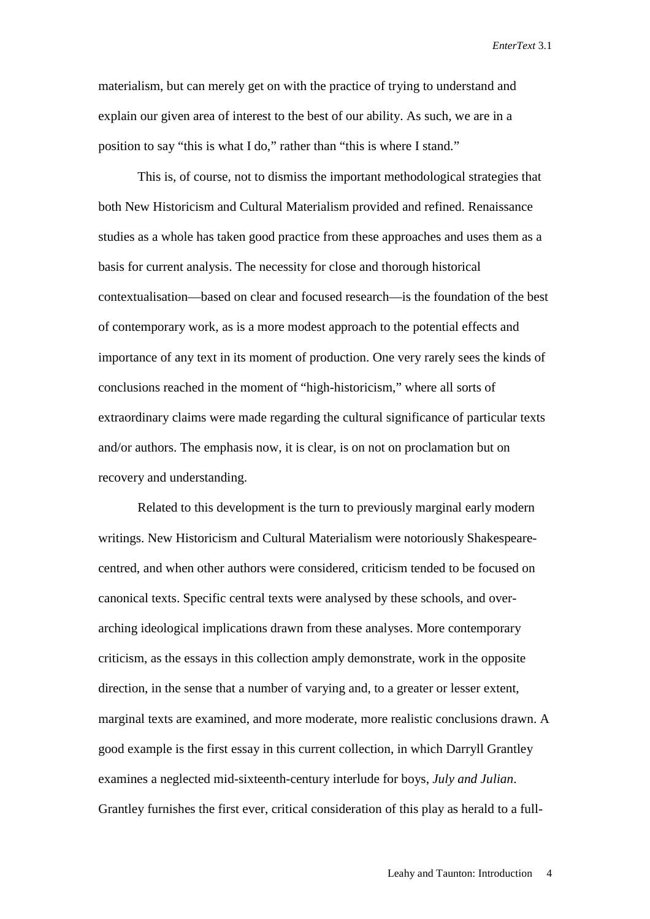materialism, but can merely get on with the practice of trying to understand and explain our given area of interest to the best of our ability. As such, we are in a position to say "this is what I do," rather than "this is where I stand."

This is, of course, not to dismiss the important methodological strategies that both New Historicism and Cultural Materialism provided and refined. Renaissance studies as a whole has taken good practice from these approaches and uses them as a basis for current analysis. The necessity for close and thorough historical contextualisation—based on clear and focused research—is the foundation of the best of contemporary work, as is a more modest approach to the potential effects and importance of any text in its moment of production. One very rarely sees the kinds of conclusions reached in the moment of "high-historicism," where all sorts of extraordinary claims were made regarding the cultural significance of particular texts and/or authors. The emphasis now, it is clear, is on not on proclamation but on recovery and understanding.

Related to this development is the turn to previously marginal early modern writings. New Historicism and Cultural Materialism were notoriously Shakespeare-centred, and when other authors were considered, criticism tended to be focused on canonical texts. Specific central texts were analysed by these schools, and over-arching ideological implications drawn from these analyses. More contemporary criticism, as the essays in this collection amply demonstrate, work in the opposite direction, in the sense that a number of varying and, to a greater or lesser extent, marginal texts are examined, and more moderate, more realistic conclusions drawn. A good example is the first essay in this current collection, in which Darryll Grantley examines a neglected mid-sixteenth-century interlude for boys, *July and Julian*. Grantley furnishes the first ever, critical consideration of this play as herald to a full-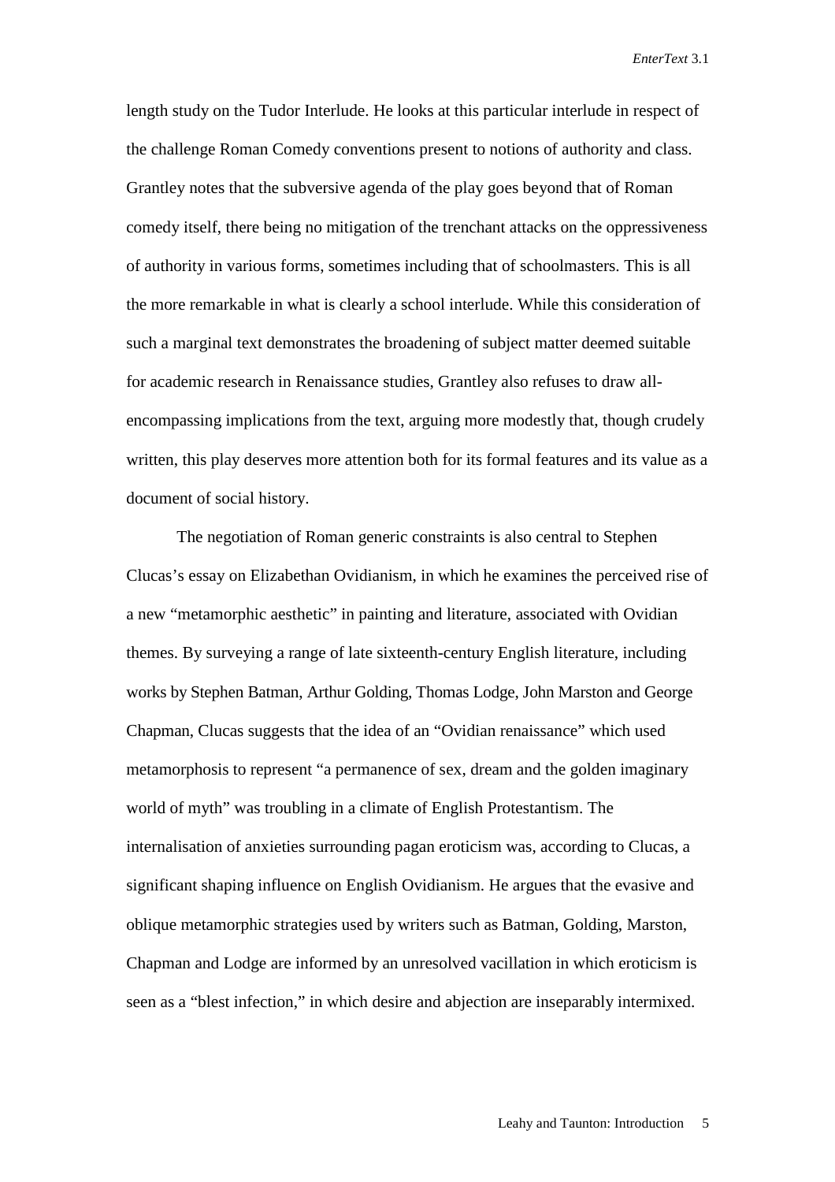length study on the Tudor Interlude. He looks at this particular interlude in respect of the challenge Roman Comedy conventions present to notions of authority and class. Grantley notes that the subversive agenda of the play goes beyond that of Roman comedy itself, there being no mitigation of the trenchant attacks on the oppressiveness of authority in various forms, sometimes including that of schoolmasters. This is all the more remarkable in what is clearly a school interlude. While this consideration of such a marginal text demonstrates the broadening of subject matter deemed suitable for academic research in Renaissance studies, Grantley also refuses to draw all-encompassing implications from the text, arguing more modestly that, though crudely written, this play deserves more attention both for its formal features and its value as a document of social history.

The negotiation of Roman generic constraints is also central to Stephen Clucas's essay on Elizabethan Ovidianism, in which he examines the perceived rise of a new "metamorphic aesthetic" in painting and literature, associated with Ovidian themes. By surveying a range of late sixteenth-century English literature, including works by Stephen Batman, Arthur Golding, Thomas Lodge, John Marston and George Chapman, Clucas suggests that the idea of an "Ovidian renaissance" which used metamorphosis to represent "a permanence of sex, dream and the golden imaginary world of myth" was troubling in a climate of English Protestantism. The internalisation of anxieties surrounding pagan eroticism was, according to Clucas, a significant shaping influence on English Ovidianism. He argues that the evasive and oblique metamorphic strategies used by writers such as Batman, Golding, Marston, Chapman and Lodge are informed by an unresolved vacillation in which eroticism is seen as a "blest infection," in which desire and abjection are inseparably intermixed.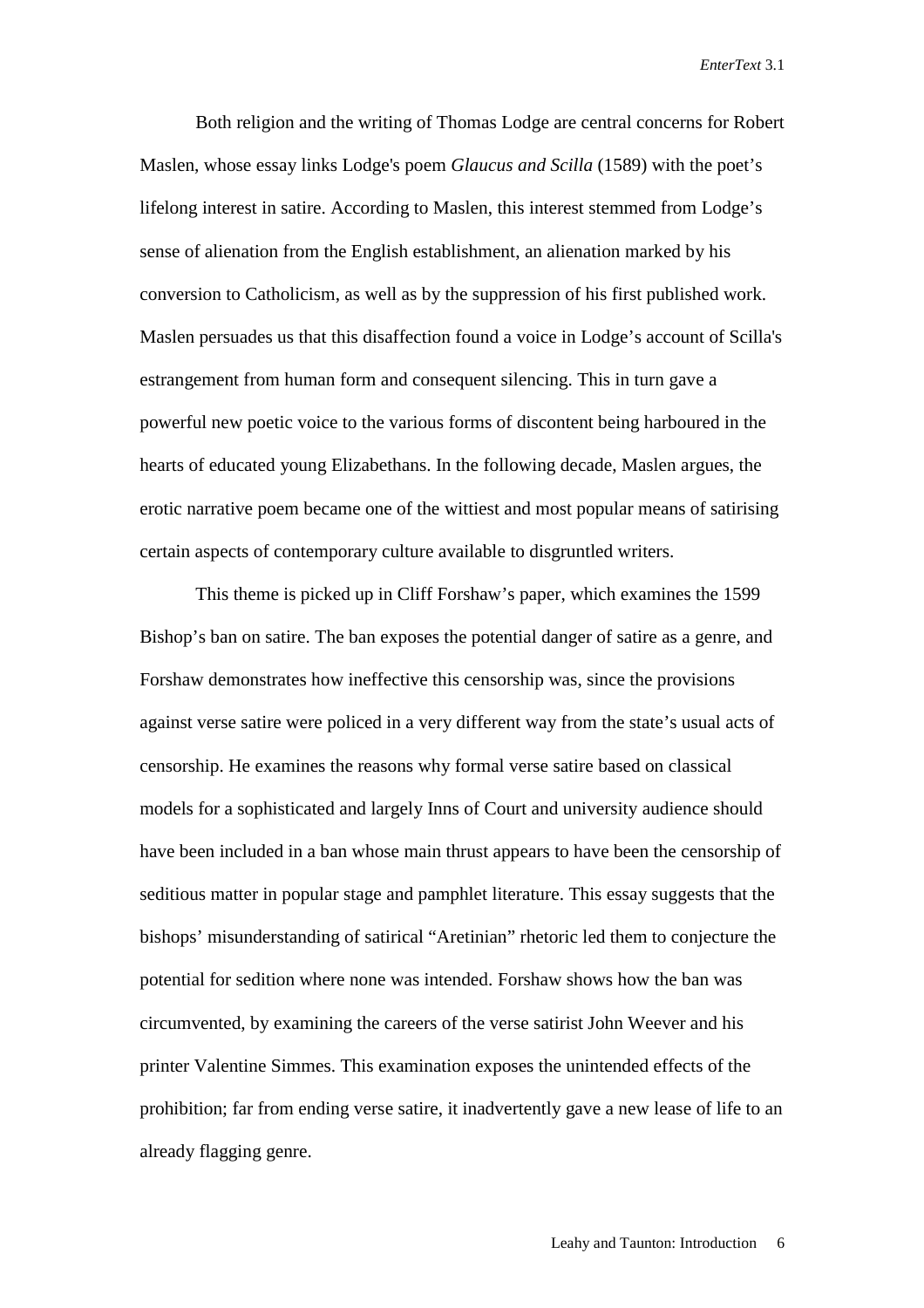Both religion and the writing of Thomas Lodge are central concerns for Robert Maslen, whose essay links Lodge's poem *Glaucus and Scilla* (1589) with the poet's lifelong interest in satire. According to Maslen, this interest stemmed from Lodge's sense of alienation from the English establishment, an alienation marked by his conversion to Catholicism, as well as by the suppression of his first published work. Maslen persuades us that this disaffection found a voice in Lodge's account of Scilla's estrangement from human form and consequent silencing. This in turn gave a powerful new poetic voice to the various forms of discontent being harboured in the hearts of educated young Elizabethans. In the following decade, Maslen argues, the erotic narrative poem became one of the wittiest and most popular means of satirising certain aspects of contemporary culture available to disgruntled writers.

This theme is picked up in Cliff Forshaw's paper, which examines the 1599 Bishop's ban on satire. The ban exposes the potential danger of satire as a genre, and Forshaw demonstrates how ineffective this censorship was, since the provisions against verse satire were policed in a very different way from the state's usual acts of censorship. He examines the reasons why formal verse satire based on classical models for a sophisticated and largely Inns of Court and university audience should have been included in a ban whose main thrust appears to have been the censorship of seditious matter in popular stage and pamphlet literature. This essay suggests that the bishops' misunderstanding of satirical "Aretinian" rhetoric led them to conjecture the potential for sedition where none was intended. Forshaw shows how the ban was circumvented, by examining the careers of the verse satirist John Weever and his printer Valentine Simmes. This examination exposes the unintended effects of the prohibition; far from ending verse satire, it inadvertently gave a new lease of life to an already flagging genre.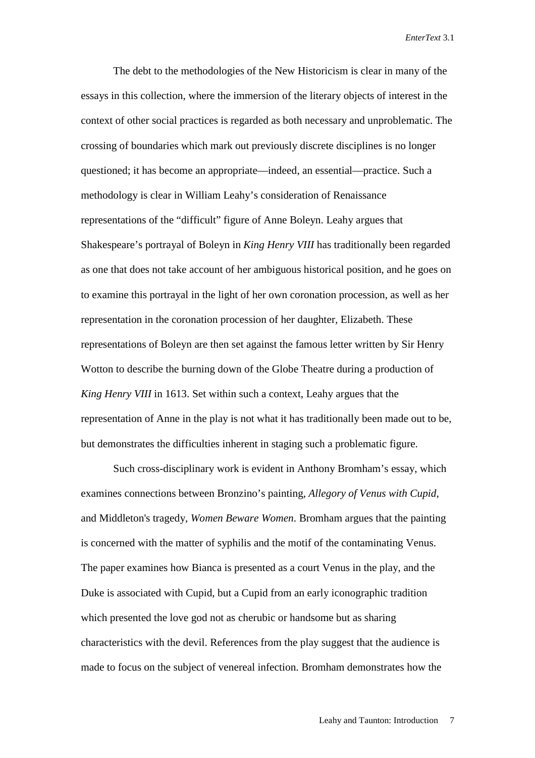The debt to the methodologies of the New Historicism is clear in many of the essays in this collection, where the immersion of the literary objects of interest in the context of other social practices is regarded as both necessary and unproblematic. The crossing of boundaries which mark out previously discrete disciplines is no longer questioned; it has become an appropriate—indeed, an essential—practice. Such a methodology is clear in William Leahy's consideration of Renaissance representations of the "difficult" figure of Anne Boleyn. Leahy argues that Shakespeare's portrayal of Boleyn in *King Henry VIII* has traditionally been regarded as one that does not take account of her ambiguous historical position, and he goes on to examine this portrayal in the light of her own coronation procession, as well as her representation in the coronation procession of her daughter, Elizabeth. These representations of Boleyn are then set against the famous letter written by Sir Henry Wotton to describe the burning down of the Globe Theatre during a production of *King Henry VIII* in 1613. Set within such a context, Leahy argues that the representation of Anne in the play is not what it has traditionally been made out to be, but demonstrates the difficulties inherent in staging such a problematic figure.

Such cross-disciplinary work is evident in Anthony Bromham's essay, which examines connections between Bronzino's painting, *Allegory of Venus with Cupid*, and Middleton's tragedy, *Women Beware Women*. Bromham argues that the painting is concerned with the matter of syphilis and the motif of the contaminating Venus. The paper examines how Bianca is presented as a court Venus in the play, and the Duke is associated with Cupid, but a Cupid from an early iconographic tradition which presented the love god not as cherubic or handsome but as sharing characteristics with the devil. References from the play suggest that the audience is made to focus on the subject of venereal infection. Bromham demonstrates how the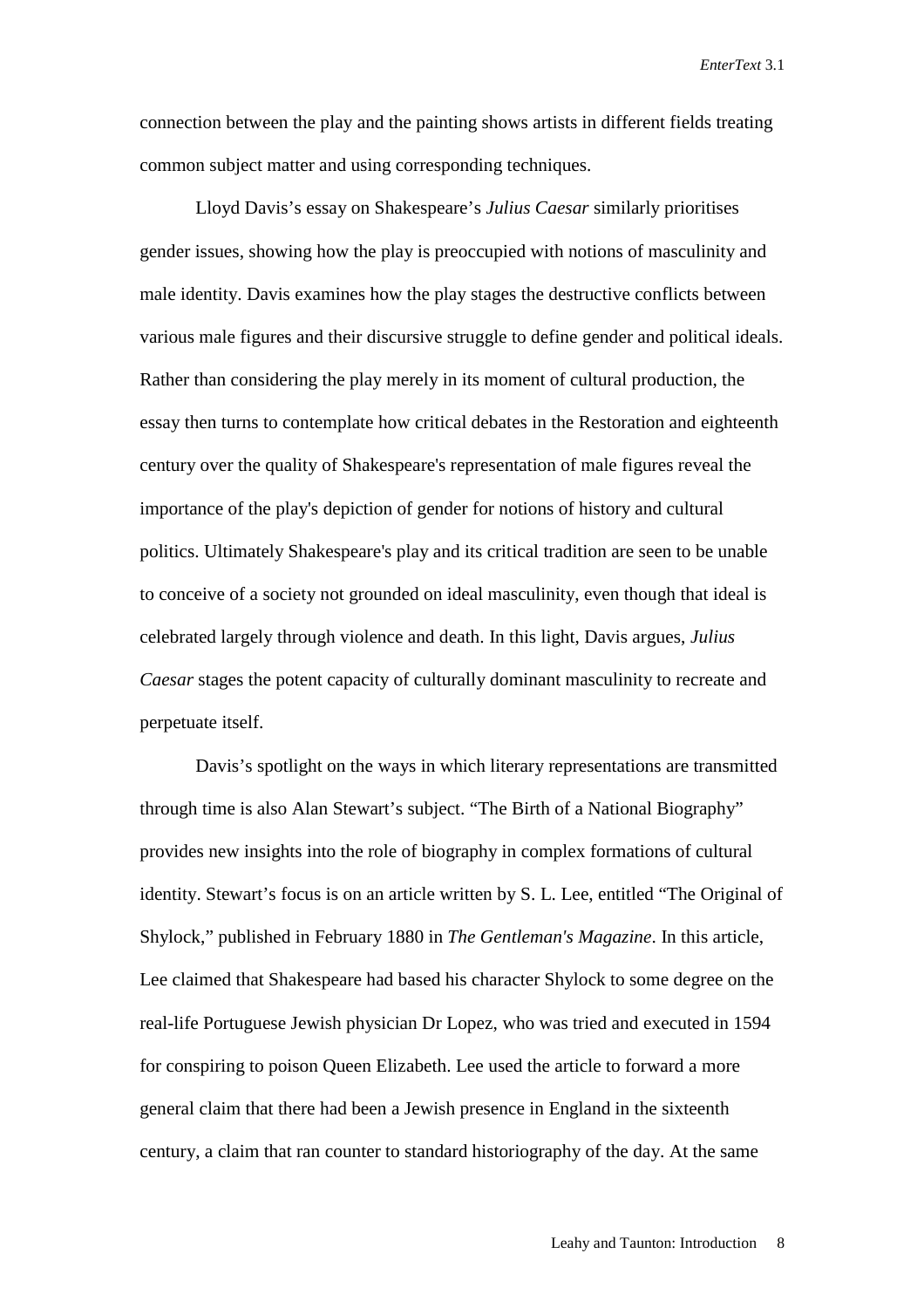connection between the play and the painting shows artists in different fields treating common subject matter and using corresponding techniques.

Lloyd Davis's essay on Shakespeare's *Julius Caesar* similarly prioritises gender issues, showing how the play is preoccupied with notions of masculinity and male identity. Davis examines how the play stages the destructive conflicts between various male figures and their discursive struggle to define gender and political ideals. Rather than considering the play merely in its moment of cultural production, the essay then turns to contemplate how critical debates in the Restoration and eighteenth century over the quality of Shakespeare's representation of male figures reveal the importance of the play's depiction of gender for notions of history and cultural politics. Ultimately Shakespeare's play and its critical tradition are seen to be unable to conceive of a society not grounded on ideal masculinity, even though that ideal is celebrated largely through violence and death. In this light, Davis argues, *Julius Caesar* stages the potent capacity of culturally dominant masculinity to recreate and perpetuate itself.

Davis's spotlight on the ways in which literary representations are transmitted through time is also Alan Stewart's subject. "The Birth of a National Biography" provides new insights into the role of biography in complex formations of cultural identity. Stewart's focus is on an article written by S. L. Lee, entitled "The Original of Shylock," published in February 1880 in *The Gentleman's Magazine*. In this article, Lee claimed that Shakespeare had based his character Shylock to some degree on the real-life Portuguese Jewish physician Dr Lopez, who was tried and executed in 1594 for conspiring to poison Queen Elizabeth. Lee used the article to forward a more general claim that there had been a Jewish presence in England in the sixteenth century, a claim that ran counter to standard historiography of the day. At the same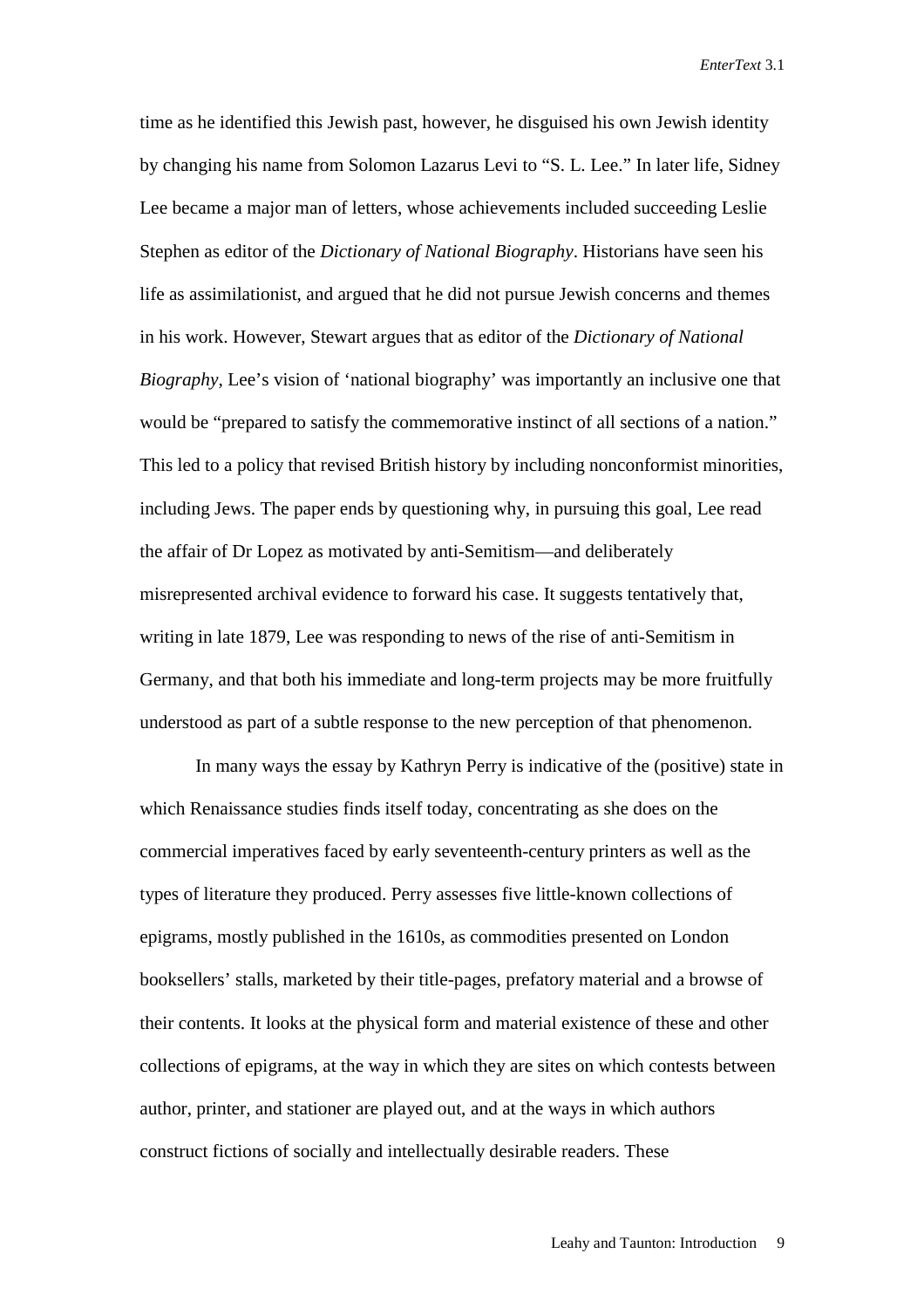time as he identified this Jewish past, however, he disguised his own Jewish identity by changing his name from Solomon Lazarus Levi to "S. L. Lee." In later life, Sidney Lee became a major man of letters, whose achievements included succeeding Leslie Stephen as editor of the *Dictionary of National Biography*. Historians have seen his life as assimilationist, and argued that he did not pursue Jewish concerns and themes in his work. However, Stewart argues that as editor of the *Dictionary of National Biography*, Lee's vision of 'national biography' was importantly an inclusive one that would be "prepared to satisfy the commemorative instinct of all sections of a nation." This led to a policy that revised British history by including nonconformist minorities, including Jews. The paper ends by questioning why, in pursuing this goal, Lee read the affair of Dr Lopez as motivated by anti-Semitism—and deliberately misrepresented archival evidence to forward his case. It suggests tentatively that, writing in late 1879, Lee was responding to news of the rise of anti-Semitism in Germany, and that both his immediate and long-term projects may be more fruitfully understood as part of a subtle response to the new perception of that phenomenon.

In many ways the essay by Kathryn Perry is indicative of the (positive) state in which Renaissance studies finds itself today, concentrating as she does on the commercial imperatives faced by early seventeenth-century printers as well as the types of literature they produced. Perry assesses five little-known collections of epigrams, mostly published in the 1610s, as commodities presented on London booksellers' stalls, marketed by their title-pages, prefatory material and a browse of their contents. It looks at the physical form and material existence of these and other collections of epigrams, at the way in which they are sites on which contests between author, printer, and stationer are played out, and at the ways in which authors construct fictions of socially and intellectually desirable readers. These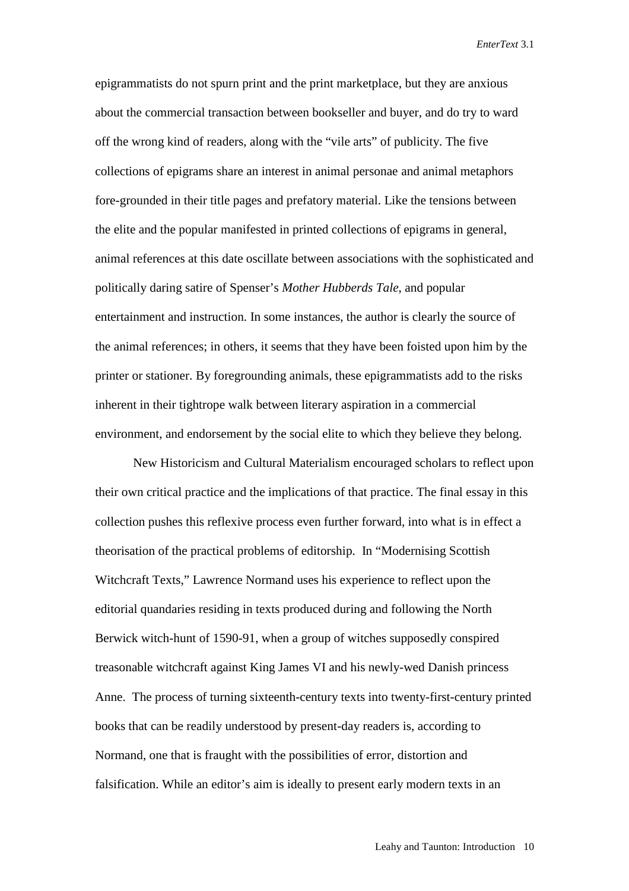epigrammatists do not spurn print and the print marketplace, but they are anxious about the commercial transaction between bookseller and buyer, and do try to ward off the wrong kind of readers, along with the "vile arts" of publicity. The five collections of epigrams share an interest in animal personae and animal metaphors fore-grounded in their title pages and prefatory material. Like the tensions between the elite and the popular manifested in printed collections of epigrams in general, animal references at this date oscillate between associations with the sophisticated and politically daring satire of Spenser's *Mother Hubberds Tale*, and popular entertainment and instruction. In some instances, the author is clearly the source of the animal references; in others, it seems that they have been foisted upon him by the printer or stationer. By foregrounding animals, these epigrammatists add to the risks inherent in their tightrope walk between literary aspiration in a commercial environment, and endorsement by the social elite to which they believe they belong.

New Historicism and Cultural Materialism encouraged scholars to reflect upon their own critical practice and the implications of that practice. The final essay in this collection pushes this reflexive process even further forward, into what is in effect a theorisation of the practical problems of editorship. In "Modernising Scottish Witchcraft Texts," Lawrence Normand uses his experience to reflect upon the editorial quandaries residing in texts produced during and following the North Berwick witch-hunt of 1590-91, when a group of witches supposedly conspired treasonable witchcraft against King James VI and his newly-wed Danish princess Anne. The process of turning sixteenth-century texts into twenty-first-century printed books that can be readily understood by present-day readers is, according to Normand, one that is fraught with the possibilities of error, distortion and falsification. While an editor's aim is ideally to present early modern texts in an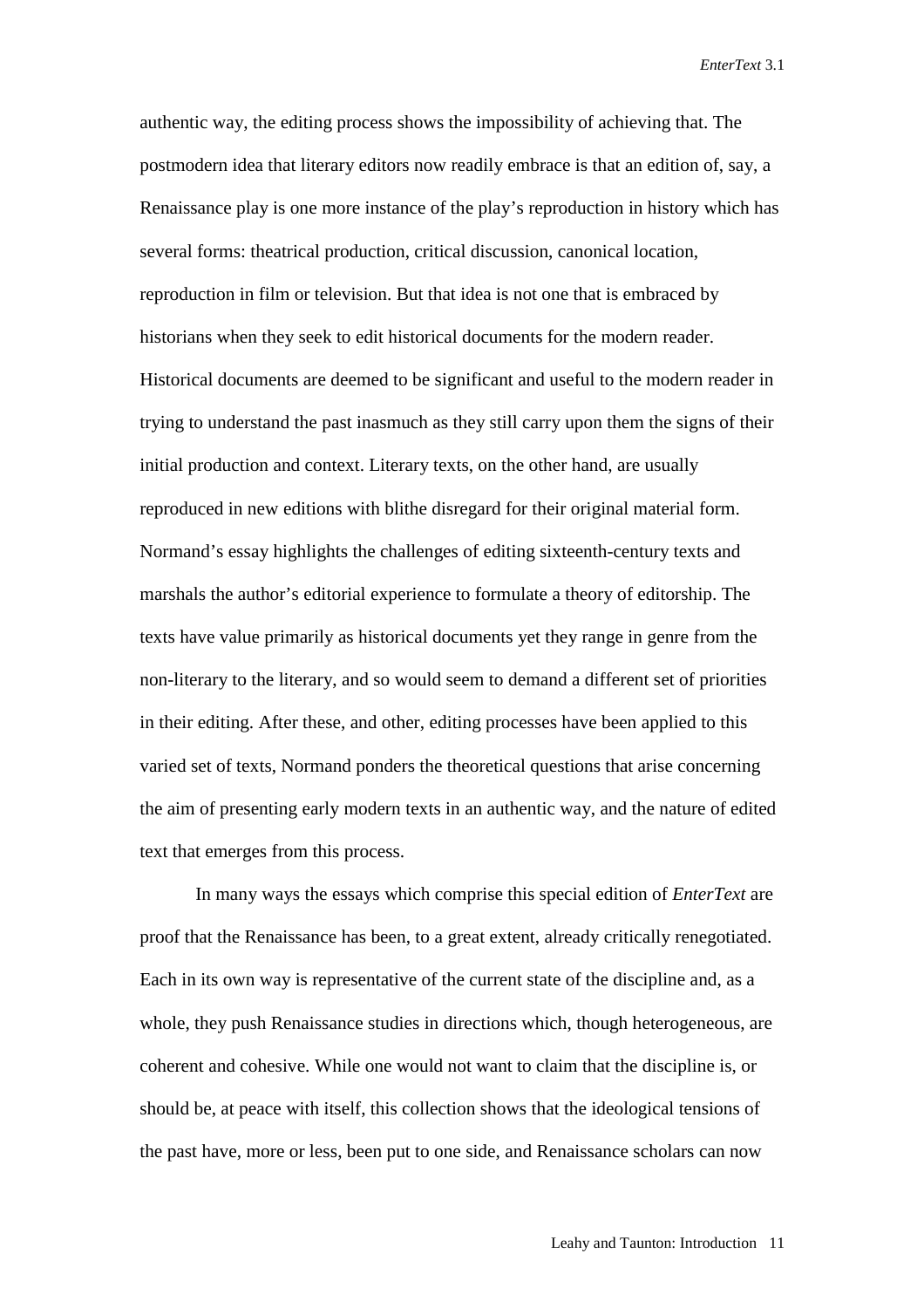authentic way, the editing process shows the impossibility of achieving that. The postmodern idea that literary editors now readily embrace is that an edition of, say, a Renaissance play is one more instance of the play's reproduction in history which has several forms: theatrical production, critical discussion, canonical location, reproduction in film or television. But that idea is not one that is embraced by historians when they seek to edit historical documents for the modern reader. Historical documents are deemed to be significant and useful to the modern reader in trying to understand the past inasmuch as they still carry upon them the signs of their initial production and context. Literary texts, on the other hand, are usually reproduced in new editions with blithe disregard for their original material form. Normand's essay highlights the challenges of editing sixteenth-century texts and marshals the author's editorial experience to formulate a theory of editorship. The texts have value primarily as historical documents yet they range in genre from the non-literary to the literary, and so would seem to demand a different set of priorities in their editing. After these, and other, editing processes have been applied to this varied set of texts, Normand ponders the theoretical questions that arise concerning the aim of presenting early modern texts in an authentic way, and the nature of edited text that emerges from this process.

In many ways the essays which comprise this special edition of *EnterText* are proof that the Renaissance has been, to a great extent, already critically renegotiated. Each in its own way is representative of the current state of the discipline and, as a whole, they push Renaissance studies in directions which, though heterogeneous, are coherent and cohesive. While one would not want to claim that the discipline is, or should be, at peace with itself, this collection shows that the ideological tensions of the past have, more or less, been put to one side, and Renaissance scholars can now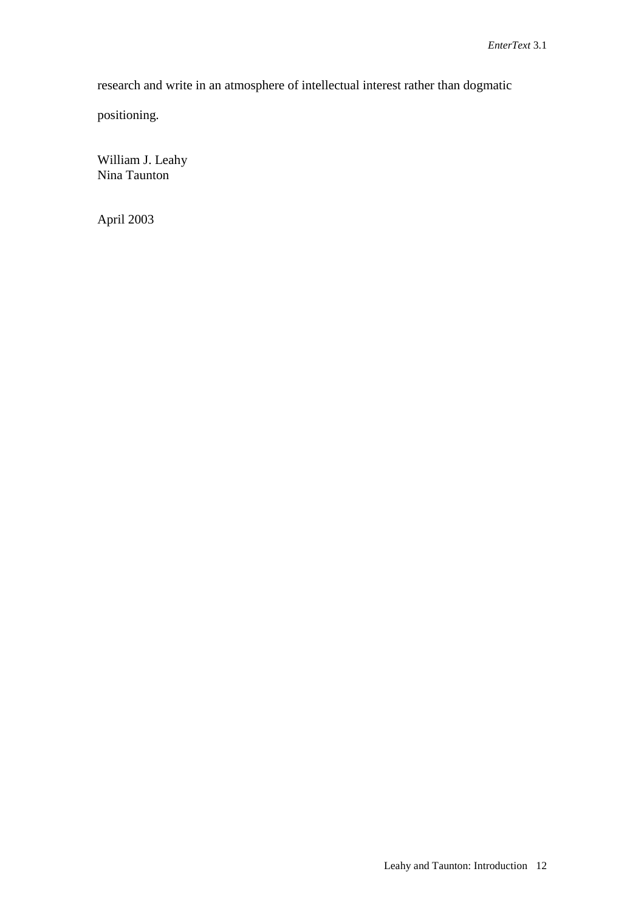research and write in an atmosphere of intellectual interest rather than dogmatic positioning.

William J. Leahy
Nina Taunton

April 2003